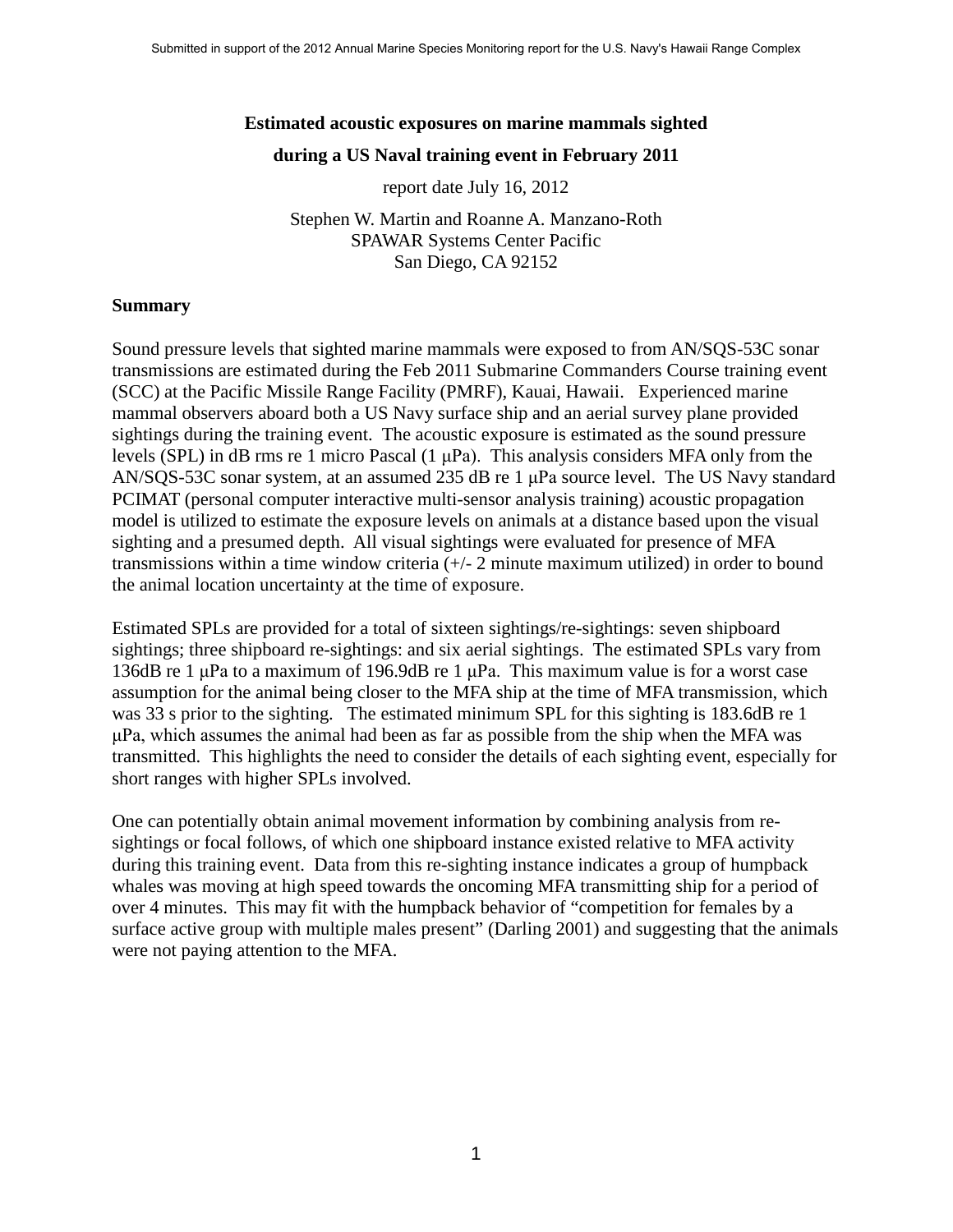# Estimated acoustic exposures on marine mammals sighted during a US Naval training event in February 2011

report date July 16, 2012

Stephen W. Martin and Roanne A. Manzano-Roth
SPAWAR Systems Center Pacific
San Diego, CA 92152

## Summary

Sound pressure levels that sighted marine mammals were exposed to from AN/SQS-53C sonar transmissions are estimated during the Feb 2011 Submarine Commanders Course training event (SCC) at the Pacific Missile Range Facility (PMRF), Kauai, Hawaii. Experienced marine mammal observers aboard both a US Navy surface ship and an aerial survey plane provided sightings during the training event. The acoustic exposure is estimated as the sound pressure levels (SPL) in dB rms re 1 micro Pascal (1 μPa). This analysis considers MFA only from the AN/SQS-53C sonar system, at an assumed 235 dB re 1 μPa source level. The US Navy standard PCIMAT (personal computer interactive multi-sensor analysis training) acoustic propagation model is utilized to estimate the exposure levels on animals at a distance based upon the visual sighting and a presumed depth. All visual sightings were evaluated for presence of MFA transmissions within a time window criteria (+/- 2 minute maximum utilized) in order to bound the animal location uncertainty at the time of exposure.

Estimated SPLs are provided for a total of sixteen sightings/re-sightings: seven shipboard sightings; three shipboard re-sightings: and six aerial sightings. The estimated SPLs vary from 136dB re 1 μPa to a maximum of 196.9dB re 1 μPa. This maximum value is for a worst case assumption for the animal being closer to the MFA ship at the time of MFA transmission, which was 33 s prior to the sighting. The estimated minimum SPL for this sighting is 183.6dB re 1 μPa, which assumes the animal had been as far as possible from the ship when the MFA was transmitted. This highlights the need to consider the details of each sighting event, especially for short ranges with higher SPLs involved.

One can potentially obtain animal movement information by combining analysis from re-sightings or focal follows, of which one shipboard instance existed relative to MFA activity during this training event. Data from this re-sighting instance indicates a group of humpback whales was moving at high speed towards the oncoming MFA transmitting ship for a period of over 4 minutes. This may fit with the humpback behavior of "competition for females by a surface active group with multiple males present" (Darling 2001) and suggesting that the animals were not paying attention to the MFA.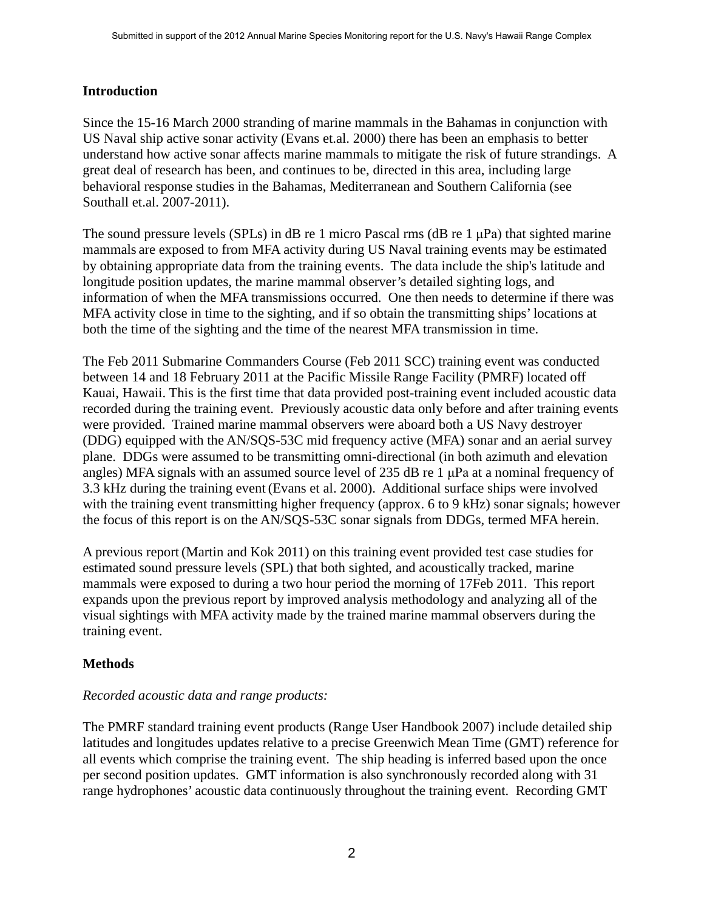## Introduction

Since the 15-16 March 2000 stranding of marine mammals in the Bahamas in conjunction with US Naval ship active sonar activity (Evans et.al. 2000) there has been an emphasis to better understand how active sonar affects marine mammals to mitigate the risk of future strandings. A great deal of research has been, and continues to be, directed in this area, including large behavioral response studies in the Bahamas, Mediterranean and Southern California (see Southall et.al. 2007-2011).

The sound pressure levels (SPLs) in dB re 1 micro Pascal rms (dB re 1 μPa) that sighted marine mammals are exposed to from MFA activity during US Naval training events may be estimated by obtaining appropriate data from the training events. The data include the ship's latitude and longitude position updates, the marine mammal observer's detailed sighting logs, and information of when the MFA transmissions occurred. One then needs to determine if there was MFA activity close in time to the sighting, and if so obtain the transmitting ships' locations at both the time of the sighting and the time of the nearest MFA transmission in time.

The Feb 2011 Submarine Commanders Course (Feb 2011 SCC) training event was conducted between 14 and 18 February 2011 at the Pacific Missile Range Facility (PMRF) located off Kauai, Hawaii. This is the first time that data provided post-training event included acoustic data recorded during the training event. Previously acoustic data only before and after training events were provided. Trained marine mammal observers were aboard both a US Navy destroyer (DDG) equipped with the AN/SQS-53C mid frequency active (MFA) sonar and an aerial survey plane. DDGs were assumed to be transmitting omni-directional (in both azimuth and elevation angles) MFA signals with an assumed source level of 235 dB re 1 μPa at a nominal frequency of 3.3 kHz during the training event (Evans et al. 2000). Additional surface ships were involved with the training event transmitting higher frequency (approx. 6 to 9 kHz) sonar signals; however the focus of this report is on the AN/SQS-53C sonar signals from DDGs, termed MFA herein.

A previous report (Martin and Kok 2011) on this training event provided test case studies for estimated sound pressure levels (SPL) that both sighted, and acoustically tracked, marine mammals were exposed to during a two hour period the morning of 17Feb 2011. This report expands upon the previous report by improved analysis methodology and analyzing all of the visual sightings with MFA activity made by the trained marine mammal observers during the training event.

## Methods

*Recorded acoustic data and range products:*

The PMRF standard training event products (Range User Handbook 2007) include detailed ship latitudes and longitudes updates relative to a precise Greenwich Mean Time (GMT) reference for all events which comprise the training event. The ship heading is inferred based upon the once per second position updates. GMT information is also synchronously recorded along with 31 range hydrophones' acoustic data continuously throughout the training event. Recording GMT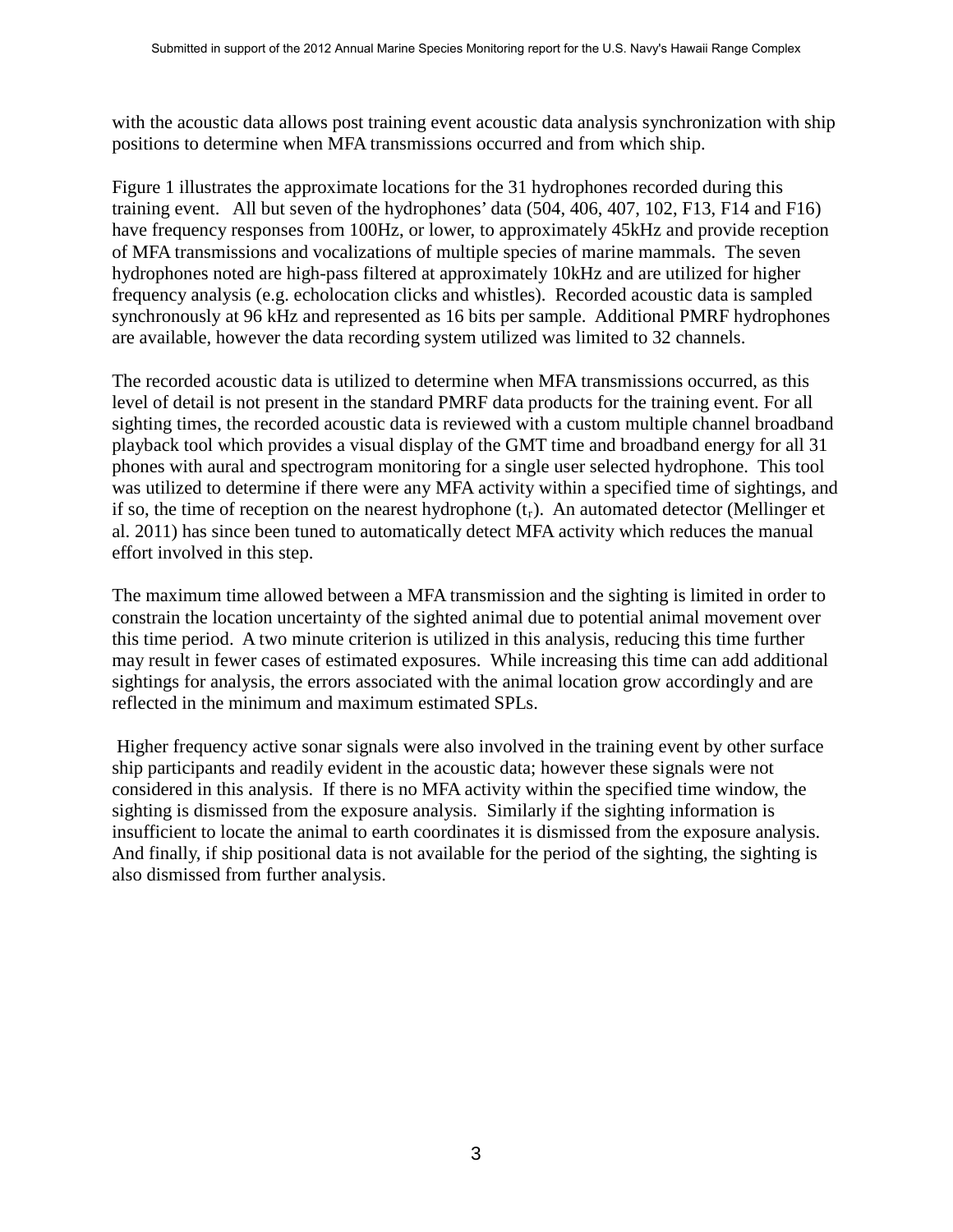with the acoustic data allows post training event acoustic data analysis synchronization with ship positions to determine when MFA transmissions occurred and from which ship.

Figure 1 illustrates the approximate locations for the 31 hydrophones recorded during this training event. All but seven of the hydrophones' data (504, 406, 407, 102, F13, F14 and F16) have frequency responses from 100Hz, or lower, to approximately 45kHz and provide reception of MFA transmissions and vocalizations of multiple species of marine mammals. The seven hydrophones noted are high-pass filtered at approximately 10kHz and are utilized for higher frequency analysis (e.g. echolocation clicks and whistles). Recorded acoustic data is sampled synchronously at 96 kHz and represented as 16 bits per sample. Additional PMRF hydrophones are available, however the data recording system utilized was limited to 32 channels.

The recorded acoustic data is utilized to determine when MFA transmissions occurred, as this level of detail is not present in the standard PMRF data products for the training event. For all sighting times, the recorded acoustic data is reviewed with a custom multiple channel broadband playback tool which provides a visual display of the GMT time and broadband energy for all 31 phones with aural and spectrogram monitoring for a single user selected hydrophone. This tool was utilized to determine if there were any MFA activity within a specified time of sightings, and if so, the time of reception on the nearest hydrophone ($t_r$). An automated detector (Mellinger et al. 2011) has since been tuned to automatically detect MFA activity which reduces the manual effort involved in this step.

The maximum time allowed between a MFA transmission and the sighting is limited in order to constrain the location uncertainty of the sighted animal due to potential animal movement over this time period. A two minute criterion is utilized in this analysis, reducing this time further may result in fewer cases of estimated exposures. While increasing this time can add additional sightings for analysis, the errors associated with the animal location grow accordingly and are reflected in the minimum and maximum estimated SPLs.

Higher frequency active sonar signals were also involved in the training event by other surface ship participants and readily evident in the acoustic data; however these signals were not considered in this analysis. If there is no MFA activity within the specified time window, the sighting is dismissed from the exposure analysis. Similarly if the sighting information is insufficient to locate the animal to earth coordinates it is dismissed from the exposure analysis. And finally, if ship positional data is not available for the period of the sighting, the sighting is also dismissed from further analysis.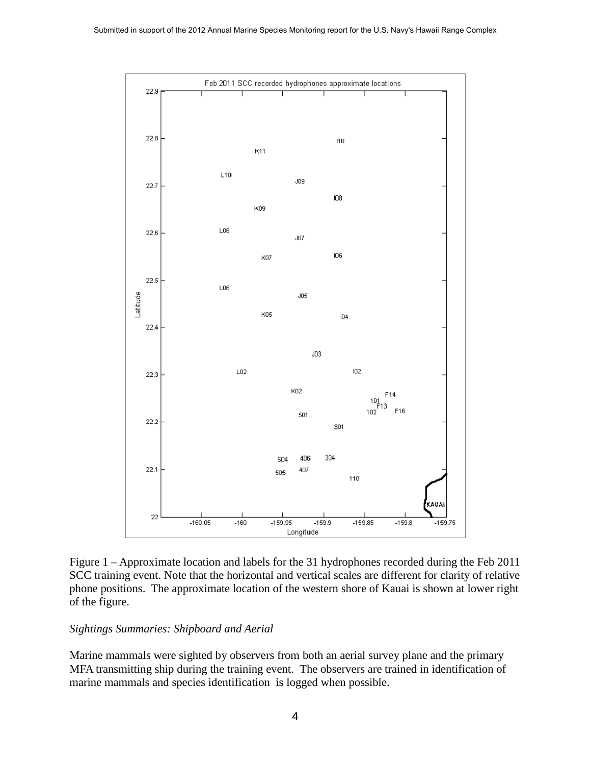Figure 1 – Approximate location and labels for the 31 hydrophones recorded during the Feb 2011 SCC training event. Note that the horizontal and vertical scales are different for clarity of relative phone positions. The approximate location of the western shore of Kauai is shown at lower right of the figure.

*Sightings Summaries: Shipboard and Aerial*

Marine mammals were sighted by observers from both an aerial survey plane and the primary MFA transmitting ship during the training event. The observers are trained in identification of marine mammals and species identification is logged when possible.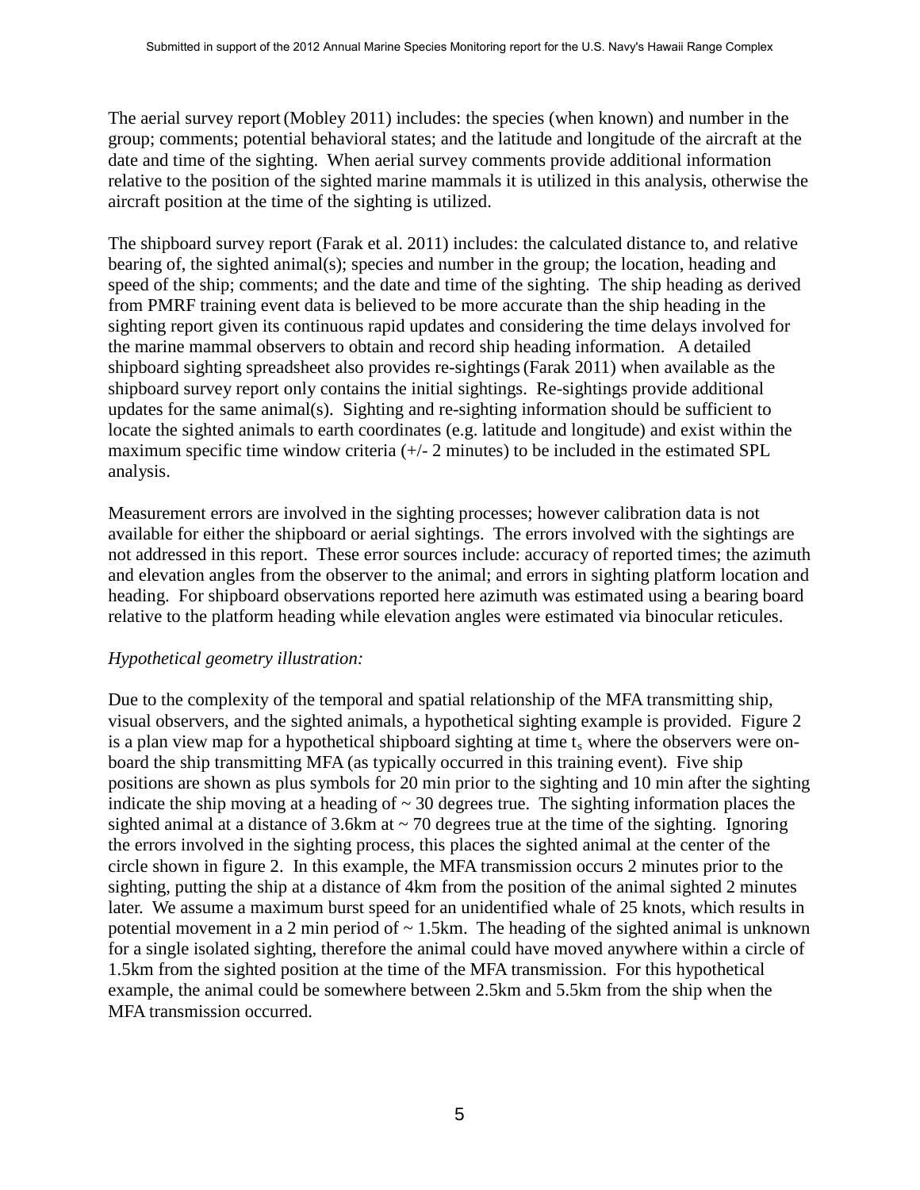The aerial survey report (Mobley 2011) includes: the species (when known) and number in the group; comments; potential behavioral states; and the latitude and longitude of the aircraft at the date and time of the sighting. When aerial survey comments provide additional information relative to the position of the sighted marine mammals it is utilized in this analysis, otherwise the aircraft position at the time of the sighting is utilized.

The shipboard survey report (Farak et al. 2011) includes: the calculated distance to, and relative bearing of, the sighted animal(s); species and number in the group; the location, heading and speed of the ship; comments; and the date and time of the sighting. The ship heading as derived from PMRF training event data is believed to be more accurate than the ship heading in the sighting report given its continuous rapid updates and considering the time delays involved for the marine mammal observers to obtain and record ship heading information. A detailed shipboard sighting spreadsheet also provides re-sightings (Farak 2011) when available as the shipboard survey report only contains the initial sightings. Re-sightings provide additional updates for the same animal(s). Sighting and re-sighting information should be sufficient to locate the sighted animals to earth coordinates (e.g. latitude and longitude) and exist within the maximum specific time window criteria (+/- 2 minutes) to be included in the estimated SPL analysis.

Measurement errors are involved in the sighting processes; however calibration data is not available for either the shipboard or aerial sightings. The errors involved with the sightings are not addressed in this report. These error sources include: accuracy of reported times; the azimuth and elevation angles from the observer to the animal; and errors in sighting platform location and heading. For shipboard observations reported here azimuth was estimated using a bearing board relative to the platform heading while elevation angles were estimated via binocular reticules.

*Hypothetical geometry illustration:*

Due to the complexity of the temporal and spatial relationship of the MFA transmitting ship, visual observers, and the sighted animals, a hypothetical sighting example is provided. Figure 2 is a plan view map for a hypothetical shipboard sighting at time $t_s$ where the observers were on-board the ship transmitting MFA (as typically occurred in this training event). Five ship positions are shown as plus symbols for 20 min prior to the sighting and 10 min after the sighting indicate the ship moving at a heading of ~ 30 degrees true. The sighting information places the sighted animal at a distance of 3.6km at ~ 70 degrees true at the time of the sighting. Ignoring the errors involved in the sighting process, this places the sighted animal at the center of the circle shown in figure 2. In this example, the MFA transmission occurs 2 minutes prior to the sighting, putting the ship at a distance of 4km from the position of the animal sighted 2 minutes later. We assume a maximum burst speed for an unidentified whale of 25 knots, which results in potential movement in a 2 min period of ~ 1.5km. The heading of the sighted animal is unknown for a single isolated sighting, therefore the animal could have moved anywhere within a circle of 1.5km from the sighted position at the time of the MFA transmission. For this hypothetical example, the animal could be somewhere between 2.5km and 5.5km from the ship when the MFA transmission occurred.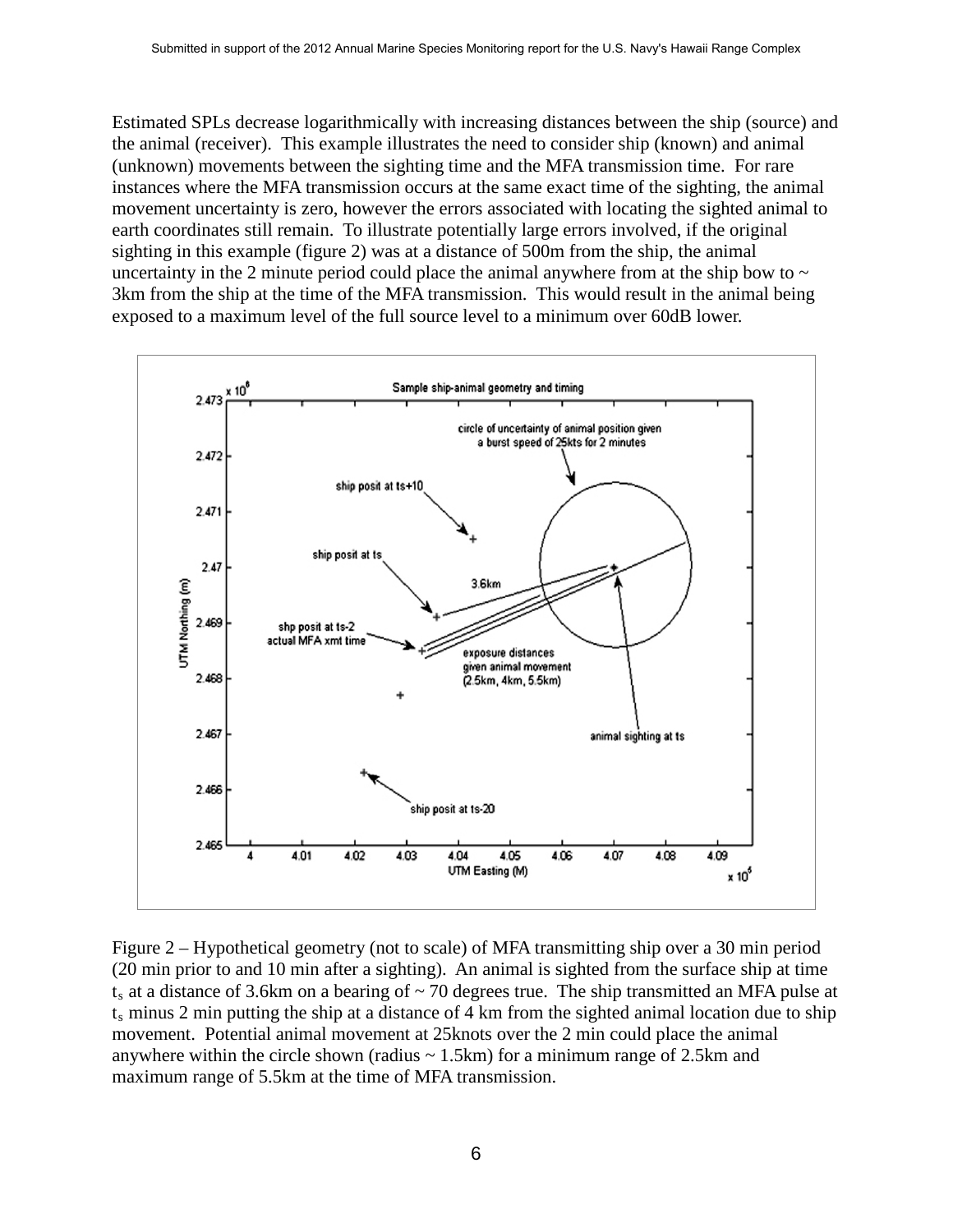Estimated SPLs decrease logarithmically with increasing distances between the ship (source) and the animal (receiver). This example illustrates the need to consider ship (known) and animal (unknown) movements between the sighting time and the MFA transmission time. For rare instances where the MFA transmission occurs at the same exact time of the sighting, the animal movement uncertainty is zero, however the errors associated with locating the sighted animal to earth coordinates still remain. To illustrate potentially large errors involved, if the original sighting in this example (figure 2) was at a distance of 500m from the ship, the animal uncertainty in the 2 minute period could place the animal anywhere from at the ship bow to ~ 3km from the ship at the time of the MFA transmission. This would result in the animal being exposed to a maximum level of the full source level to a minimum over 60dB lower.

Figure 2 – Hypothetical geometry (not to scale) of MFA transmitting ship over a 30 min period (20 min prior to and 10 min after a sighting). An animal is sighted from the surface ship at time $t_s$ at a distance of 3.6km on a bearing of ~ 70 degrees true. The ship transmitted an MFA pulse at $t_s$ minus 2 min putting the ship at a distance of 4 km from the sighted animal location due to ship movement. Potential animal movement at 25knots over the 2 min could place the animal anywhere within the circle shown (radius ~ 1.5km) for a minimum range of 2.5km and maximum range of 5.5km at the time of MFA transmission.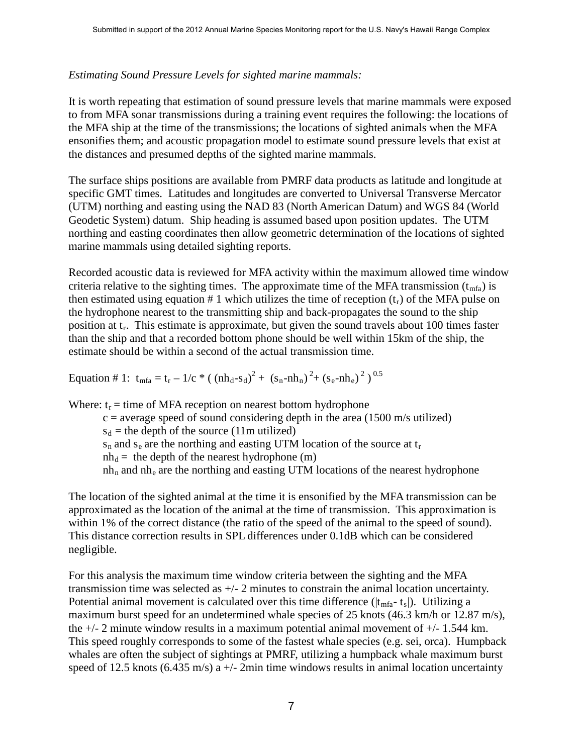*Estimating Sound Pressure Levels for sighted marine mammals:*

It is worth repeating that estimation of sound pressure levels that marine mammals were exposed to from MFA sonar transmissions during a training event requires the following: the locations of the MFA ship at the time of the transmissions; the locations of sighted animals when the MFA ensonifies them; and acoustic propagation model to estimate sound pressure levels that exist at the distances and presumed depths of the sighted marine mammals.

The surface ships positions are available from PMRF data products as latitude and longitude at specific GMT times. Latitudes and longitudes are converted to Universal Transverse Mercator (UTM) northing and easting using the NAD 83 (North American Datum) and WGS 84 (World Geodetic System) datum. Ship heading is assumed based upon position updates. The UTM northing and easting coordinates then allow geometric determination of the locations of sighted marine mammals using detailed sighting reports.

Recorded acoustic data is reviewed for MFA activity within the maximum allowed time window criteria relative to the sighting times. The approximate time of the MFA transmission ($t_{mfa}$) is then estimated using equation # 1 which utilizes the time of reception ($t_r$) of the MFA pulse on the hydrophone nearest to the transmitting ship and back-propagates the sound to the ship position at $t_r$. This estimate is approximate, but given the sound travels about 100 times faster than the ship and that a recorded bottom phone should be well within 15km of the ship, the estimate should be within a second of the actual transmission time.

Equation # 1: $t_{mfa} = t_r - 1/c * ( (nh_d - s_d)^2 + (s_n - nh_n)^2 + (s_e - nh_e)^2 )^{0.5}$

Where: $t_r$ = time of MFA reception on nearest bottom hydrophone

- $c$ = average speed of sound considering depth in the area (1500 m/s utilized)
- $s_d$ = the depth of the source (11m utilized)
- $s_n$ and $s_e$ are the northing and easting UTM location of the source at $t_r$
- $nh_d$ = the depth of the nearest hydrophone (m)
- $nh_n$ and $nh_e$ are the northing and easting UTM locations of the nearest hydrophone

The location of the sighted animal at the time it is ensonified by the MFA transmission can be approximated as the location of the animal at the time of transmission. This approximation is within 1% of the correct distance (the ratio of the speed of the animal to the speed of sound). This distance correction results in SPL differences under 0.1dB which can be considered negligible.

For this analysis the maximum time window criteria between the sighting and the MFA transmission time was selected as +/- 2 minutes to constrain the animal location uncertainty. Potential animal movement is calculated over this time difference ($|t_{mfa} - t_s|$). Utilizing a maximum burst speed for an undetermined whale species of 25 knots (46.3 km/h or 12.87 m/s), the +/- 2 minute window results in a maximum potential animal movement of +/- 1.544 km. This speed roughly corresponds to some of the fastest whale species (e.g. sei, orca). Humpback whales are often the subject of sightings at PMRF, utilizing a humpback whale maximum burst speed of 12.5 knots (6.435 m/s) a +/- 2min time windows results in animal location uncertainty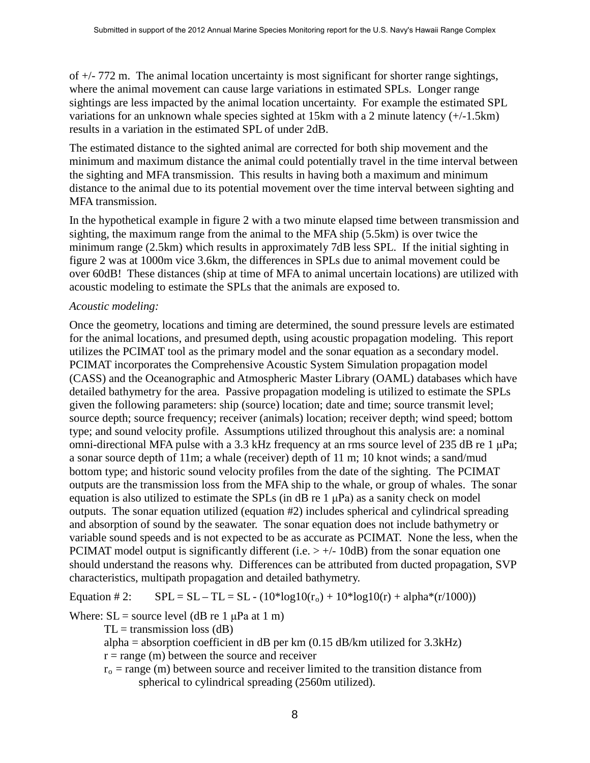of +/- 772 m. The animal location uncertainty is most significant for shorter range sightings, where the animal movement can cause large variations in estimated SPLs. Longer range sightings are less impacted by the animal location uncertainty. For example the estimated SPL variations for an unknown whale species sighted at 15km with a 2 minute latency (+/-1.5km) results in a variation in the estimated SPL of under 2dB.

The estimated distance to the sighted animal are corrected for both ship movement and the minimum and maximum distance the animal could potentially travel in the time interval between the sighting and MFA transmission. This results in having both a maximum and minimum distance to the animal due to its potential movement over the time interval between sighting and MFA transmission.

In the hypothetical example in figure 2 with a two minute elapsed time between transmission and sighting, the maximum range from the animal to the MFA ship (5.5km) is over twice the minimum range (2.5km) which results in approximately 7dB less SPL. If the initial sighting in figure 2 was at 1000m vice 3.6km, the differences in SPLs due to animal movement could be over 60dB! These distances (ship at time of MFA to animal uncertain locations) are utilized with acoustic modeling to estimate the SPLs that the animals are exposed to.

*Acoustic modeling:*

Once the geometry, locations and timing are determined, the sound pressure levels are estimated for the animal locations, and presumed depth, using acoustic propagation modeling. This report utilizes the PCIMAT tool as the primary model and the sonar equation as a secondary model. PCIMAT incorporates the Comprehensive Acoustic System Simulation propagation model (CASS) and the Oceanographic and Atmospheric Master Library (OAML) databases which have detailed bathymetry for the area. Passive propagation modeling is utilized to estimate the SPLs given the following parameters: ship (source) location; date and time; source transmit level; source depth; source frequency; receiver (animals) location; receiver depth; wind speed; bottom type; and sound velocity profile. Assumptions utilized throughout this analysis are: a nominal omni-directional MFA pulse with a 3.3 kHz frequency at an rms source level of 235 dB re 1 μPa; a sonar source depth of 11m; a whale (receiver) depth of 11 m; 10 knot winds; a sand/mud bottom type; and historic sound velocity profiles from the date of the sighting. The PCIMAT outputs are the transmission loss from the MFA ship to the whale, or group of whales. The sonar equation is also utilized to estimate the SPLs (in dB re 1 μPa) as a sanity check on model outputs. The sonar equation utilized (equation #2) includes spherical and cylindrical spreading and absorption of sound by the seawater. The sonar equation does not include bathymetry or variable sound speeds and is not expected to be as accurate as PCIMAT. None the less, when the PCIMAT model output is significantly different (i.e. > +/- 10dB) from the sonar equation one should understand the reasons why. Differences can be attributed from ducted propagation, SVP characteristics, multipath propagation and detailed bathymetry.

Equation # 2: $SPL = SL - TL = SL - (10*\log10(r_o) + 10*\log10(r) + alpha*(r/1000))$

Where: $SL$ = source level (dB re 1 μPa at 1 m)

$TL$ = transmission loss (dB)

$alpha$ = absorption coefficient in dB per km (0.15 dB/km utilized for 3.3kHz)

$r$ = range (m) between the source and receiver

$r_o$ = range (m) between source and receiver limited to the transition distance from spherical to cylindrical spreading (2560m utilized).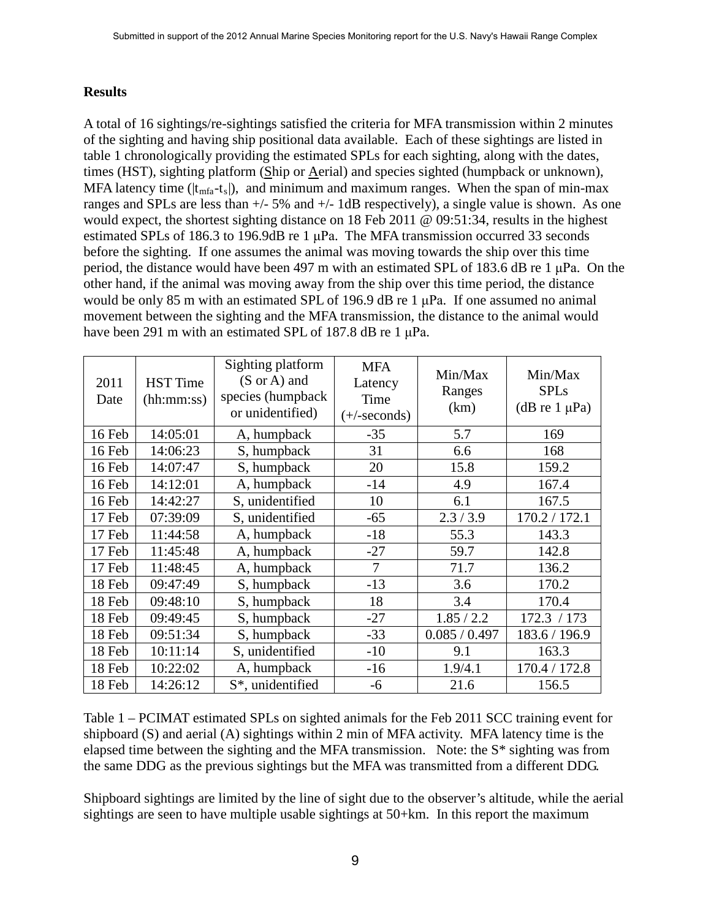## Results

A total of 16 sightings/re-sightings satisfied the criteria for MFA transmission within 2 minutes of the sighting and having ship positional data available. Each of these sightings are listed in table 1 chronologically providing the estimated SPLs for each sighting, along with the dates, times (HST), sighting platform (Ship or Aerial) and species sighted (humpback or unknown), MFA latency time ($|t_{mfa}$-$t_s|$), and minimum and maximum ranges. When the span of min-max ranges and SPLs are less than +/- 5% and +/- 1dB respectively), a single value is shown. As one would expect, the shortest sighting distance on 18 Feb 2011 @ 09:51:34, results in the highest estimated SPLs of 186.3 to 196.9dB re 1 μPa. The MFA transmission occurred 33 seconds before the sighting. If one assumes the animal was moving towards the ship over this time period, the distance would have been 497 m with an estimated SPL of 183.6 dB re 1 μPa. On the other hand, if the animal was moving away from the ship over this time period, the distance would be only 85 m with an estimated SPL of 196.9 dB re 1 μPa. If one assumed no animal movement between the sighting and the MFA transmission, the distance to the animal would have been 291 m with an estimated SPL of 187.8 dB re 1 μPa.

| 2011 Date | HST Time (hh:mm:ss) | Sighting platform (S or A) and species (humpback or unidentified) | MFA Latency Time (+/-seconds) | Min/Max Ranges (km) | Min/Max SPLs (dB re 1 μPa) |
|---|---|---|---|---|---|
| 16 Feb | 14:05:01 | A, humpback | -35 | 5.7 | 169 |
| 16 Feb | 14:06:23 | S, humpback | 31 | 6.6 | 168 |
| 16 Feb | 14:07:47 | S, humpback | 20 | 15.8 | 159.2 |
| 16 Feb | 14:12:01 | A, humpback | -14 | 4.9 | 167.4 |
| 16 Feb | 14:42:27 | S, unidentified | 10 | 6.1 | 167.5 |
| 17 Feb | 07:39:09 | S, unidentified | -65 | 2.3 / 3.9 | 170.2 / 172.1 |
| 17 Feb | 11:44:58 | A, humpback | -18 | 55.3 | 143.3 |
| 17 Feb | 11:45:48 | A, humpback | -27 | 59.7 | 142.8 |
| 17 Feb | 11:48:45 | A, humpback | 7 | 71.7 | 136.2 |
| 18 Feb | 09:47:49 | S, humpback | -13 | 3.6 | 170.2 |
| 18 Feb | 09:48:10 | S, humpback | 18 | 3.4 | 170.4 |
| 18 Feb | 09:49:45 | S, humpback | -27 | 1.85 / 2.2 | 172.3 / 173 |
| 18 Feb | 09:51:34 | S, humpback | -33 | 0.085 / 0.497 | 183.6 / 196.9 |
| 18 Feb | 10:11:14 | S, unidentified | -10 | 9.1 | 163.3 |
| 18 Feb | 10:22:02 | A, humpback | -16 | 1.9/4.1 | 170.4 / 172.8 |
| 18 Feb | 14:26:12 | S*, unidentified | -6 | 21.6 | 156.5 |

Table 1 – PCIMAT estimated SPLs on sighted animals for the Feb 2011 SCC training event for shipboard (S) and aerial (A) sightings within 2 min of MFA activity. MFA latency time is the elapsed time between the sighting and the MFA transmission. Note: the S* sighting was from the same DDG as the previous sightings but the MFA was transmitted from a different DDG.

Shipboard sightings are limited by the line of sight due to the observer's altitude, while the aerial sightings are seen to have multiple usable sightings at 50+km. In this report the maximum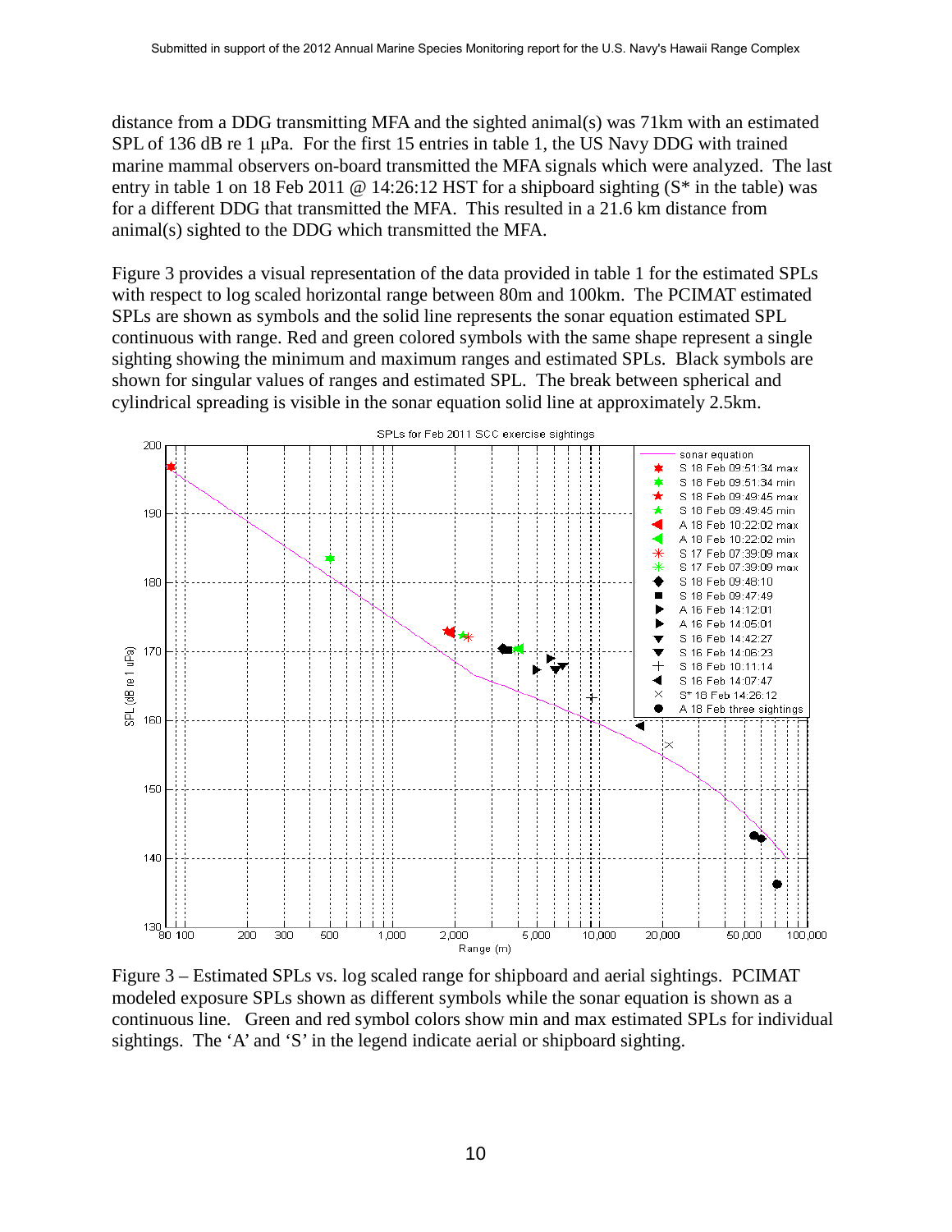distance from a DDG transmitting MFA and the sighted animal(s) was 71km with an estimated SPL of 136 dB re 1 μPa. For the first 15 entries in table 1, the US Navy DDG with trained marine mammal observers on-board transmitted the MFA signals which were analyzed. The last entry in table 1 on 18 Feb 2011 @ 14:26:12 HST for a shipboard sighting (S* in the table) was for a different DDG that transmitted the MFA. This resulted in a 21.6 km distance from animal(s) sighted to the DDG which transmitted the MFA.

Figure 3 provides a visual representation of the data provided in table 1 for the estimated SPLs with respect to log scaled horizontal range between 80m and 100km. The PCIMAT estimated SPLs are shown as symbols and the solid line represents the sonar equation estimated SPL continuous with range. Red and green colored symbols with the same shape represent a single sighting showing the minimum and maximum ranges and estimated SPLs. Black symbols are shown for singular values of ranges and estimated SPL. The break between spherical and cylindrical spreading is visible in the sonar equation solid line at approximately 2.5km.

Figure 3 – Estimated SPLs vs. log scaled range for shipboard and aerial sightings. PCIMAT modeled exposure SPLs shown as different symbols while the sonar equation is shown as a continuous line. Green and red symbol colors show min and max estimated SPLs for individual sightings. The 'A' and 'S' in the legend indicate aerial or shipboard sighting.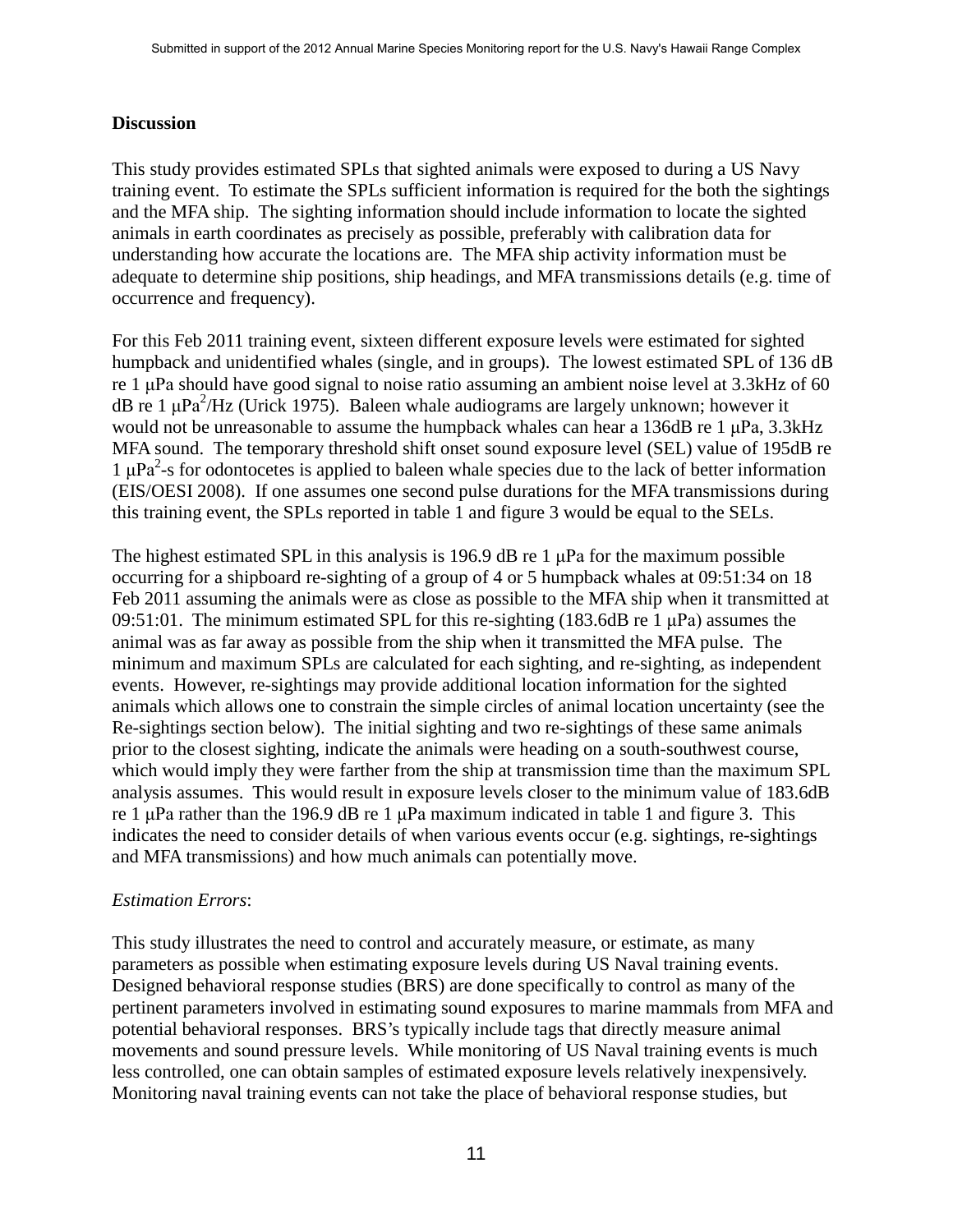## Discussion

This study provides estimated SPLs that sighted animals were exposed to during a US Navy training event. To estimate the SPLs sufficient information is required for the both the sightings and the MFA ship. The sighting information should include information to locate the sighted animals in earth coordinates as precisely as possible, preferably with calibration data for understanding how accurate the locations are. The MFA ship activity information must be adequate to determine ship positions, ship headings, and MFA transmissions details (e.g. time of occurrence and frequency).

For this Feb 2011 training event, sixteen different exposure levels were estimated for sighted humpback and unidentified whales (single, and in groups). The lowest estimated SPL of 136 dB re 1 μPa should have good signal to noise ratio assuming an ambient noise level at 3.3kHz of 60 dB re 1 $\mu Pa^2$/Hz (Urick 1975). Baleen whale audiograms are largely unknown; however it would not be unreasonable to assume the humpback whales can hear a 136dB re 1 μPa, 3.3kHz MFA sound. The temporary threshold shift onset sound exposure level (SEL) value of 195dB re 1 $\mu Pa^2$-s for odontocetes is applied to baleen whale species due to the lack of better information (EIS/OESI 2008). If one assumes one second pulse durations for the MFA transmissions during this training event, the SPLs reported in table 1 and figure 3 would be equal to the SELs.

The highest estimated SPL in this analysis is 196.9 dB re 1 μPa for the maximum possible occurring for a shipboard re-sighting of a group of 4 or 5 humpback whales at 09:51:34 on 18 Feb 2011 assuming the animals were as close as possible to the MFA ship when it transmitted at 09:51:01. The minimum estimated SPL for this re-sighting (183.6dB re 1 μPa) assumes the animal was as far away as possible from the ship when it transmitted the MFA pulse. The minimum and maximum SPLs are calculated for each sighting, and re-sighting, as independent events. However, re-sightings may provide additional location information for the sighted animals which allows one to constrain the simple circles of animal location uncertainty (see the Re-sightings section below). The initial sighting and two re-sightings of these same animals prior to the closest sighting, indicate the animals were heading on a south-southwest course, which would imply they were farther from the ship at transmission time than the maximum SPL analysis assumes. This would result in exposure levels closer to the minimum value of 183.6dB re 1 μPa rather than the 196.9 dB re 1 μPa maximum indicated in table 1 and figure 3. This indicates the need to consider details of when various events occur (e.g. sightings, re-sightings and MFA transmissions) and how much animals can potentially move.

*Estimation Errors*:

This study illustrates the need to control and accurately measure, or estimate, as many parameters as possible when estimating exposure levels during US Naval training events. Designed behavioral response studies (BRS) are done specifically to control as many of the pertinent parameters involved in estimating sound exposures to marine mammals from MFA and potential behavioral responses. BRS's typically include tags that directly measure animal movements and sound pressure levels. While monitoring of US Naval training events is much less controlled, one can obtain samples of estimated exposure levels relatively inexpensively. Monitoring naval training events can not take the place of behavioral response studies, but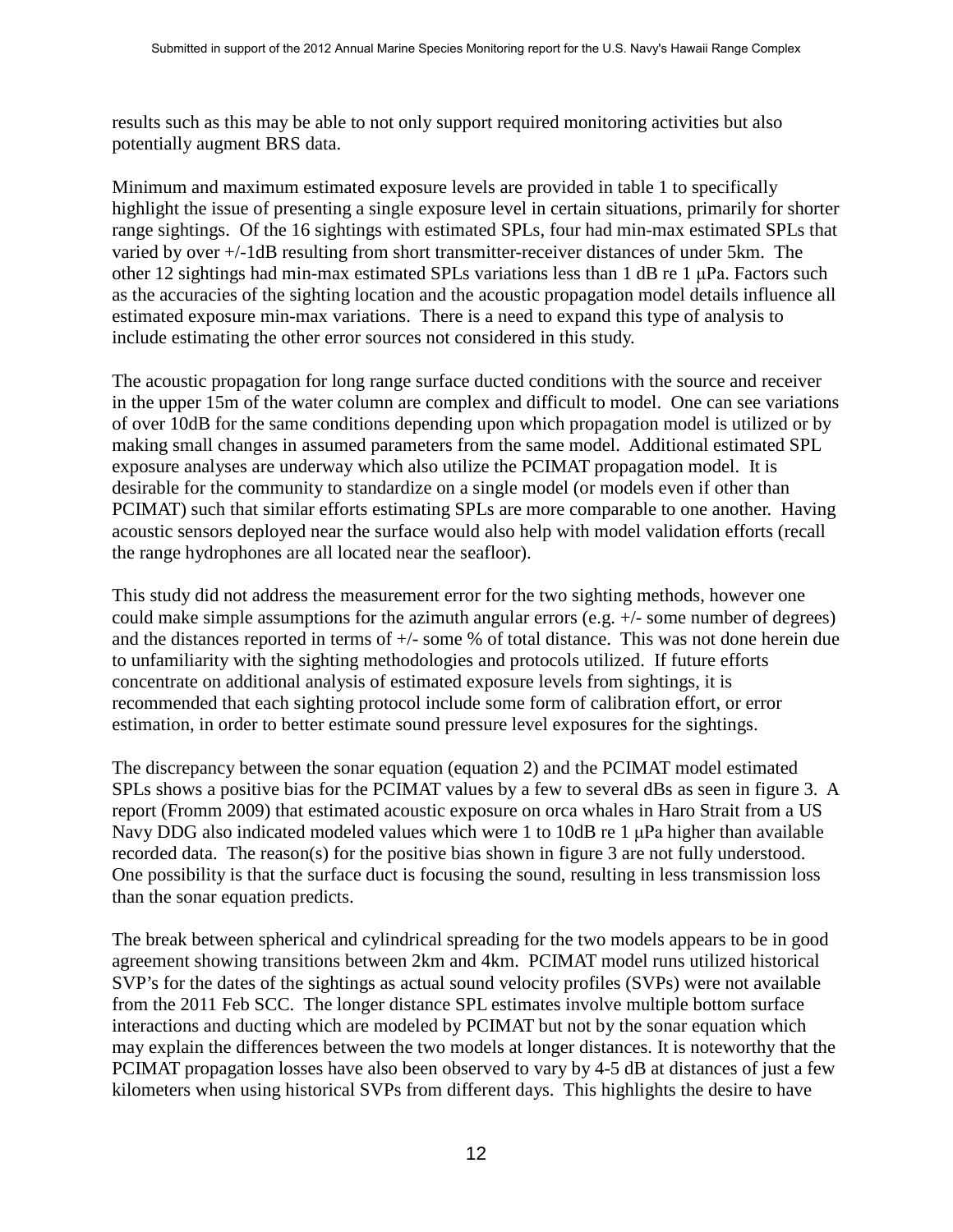results such as this may be able to not only support required monitoring activities but also potentially augment BRS data.

Minimum and maximum estimated exposure levels are provided in table 1 to specifically highlight the issue of presenting a single exposure level in certain situations, primarily for shorter range sightings. Of the 16 sightings with estimated SPLs, four had min-max estimated SPLs that varied by over +/-1dB resulting from short transmitter-receiver distances of under 5km. The other 12 sightings had min-max estimated SPLs variations less than 1 dB re 1 μPa. Factors such as the accuracies of the sighting location and the acoustic propagation model details influence all estimated exposure min-max variations. There is a need to expand this type of analysis to include estimating the other error sources not considered in this study.

The acoustic propagation for long range surface ducted conditions with the source and receiver in the upper 15m of the water column are complex and difficult to model. One can see variations of over 10dB for the same conditions depending upon which propagation model is utilized or by making small changes in assumed parameters from the same model. Additional estimated SPL exposure analyses are underway which also utilize the PCIMAT propagation model. It is desirable for the community to standardize on a single model (or models even if other than PCIMAT) such that similar efforts estimating SPLs are more comparable to one another. Having acoustic sensors deployed near the surface would also help with model validation efforts (recall the range hydrophones are all located near the seafloor).

This study did not address the measurement error for the two sighting methods, however one could make simple assumptions for the azimuth angular errors (e.g. +/- some number of degrees) and the distances reported in terms of +/- some % of total distance. This was not done herein due to unfamiliarity with the sighting methodologies and protocols utilized. If future efforts concentrate on additional analysis of estimated exposure levels from sightings, it is recommended that each sighting protocol include some form of calibration effort, or error estimation, in order to better estimate sound pressure level exposures for the sightings.

The discrepancy between the sonar equation (equation 2) and the PCIMAT model estimated SPLs shows a positive bias for the PCIMAT values by a few to several dBs as seen in figure 3. A report (Fromm 2009) that estimated acoustic exposure on orca whales in Haro Strait from a US Navy DDG also indicated modeled values which were 1 to 10dB re 1 μPa higher than available recorded data. The reason(s) for the positive bias shown in figure 3 are not fully understood. One possibility is that the surface duct is focusing the sound, resulting in less transmission loss than the sonar equation predicts.

The break between spherical and cylindrical spreading for the two models appears to be in good agreement showing transitions between 2km and 4km. PCIMAT model runs utilized historical SVP's for the dates of the sightings as actual sound velocity profiles (SVPs) were not available from the 2011 Feb SCC. The longer distance SPL estimates involve multiple bottom surface interactions and ducting which are modeled by PCIMAT but not by the sonar equation which may explain the differences between the two models at longer distances. It is noteworthy that the PCIMAT propagation losses have also been observed to vary by 4-5 dB at distances of just a few kilometers when using historical SVPs from different days. This highlights the desire to have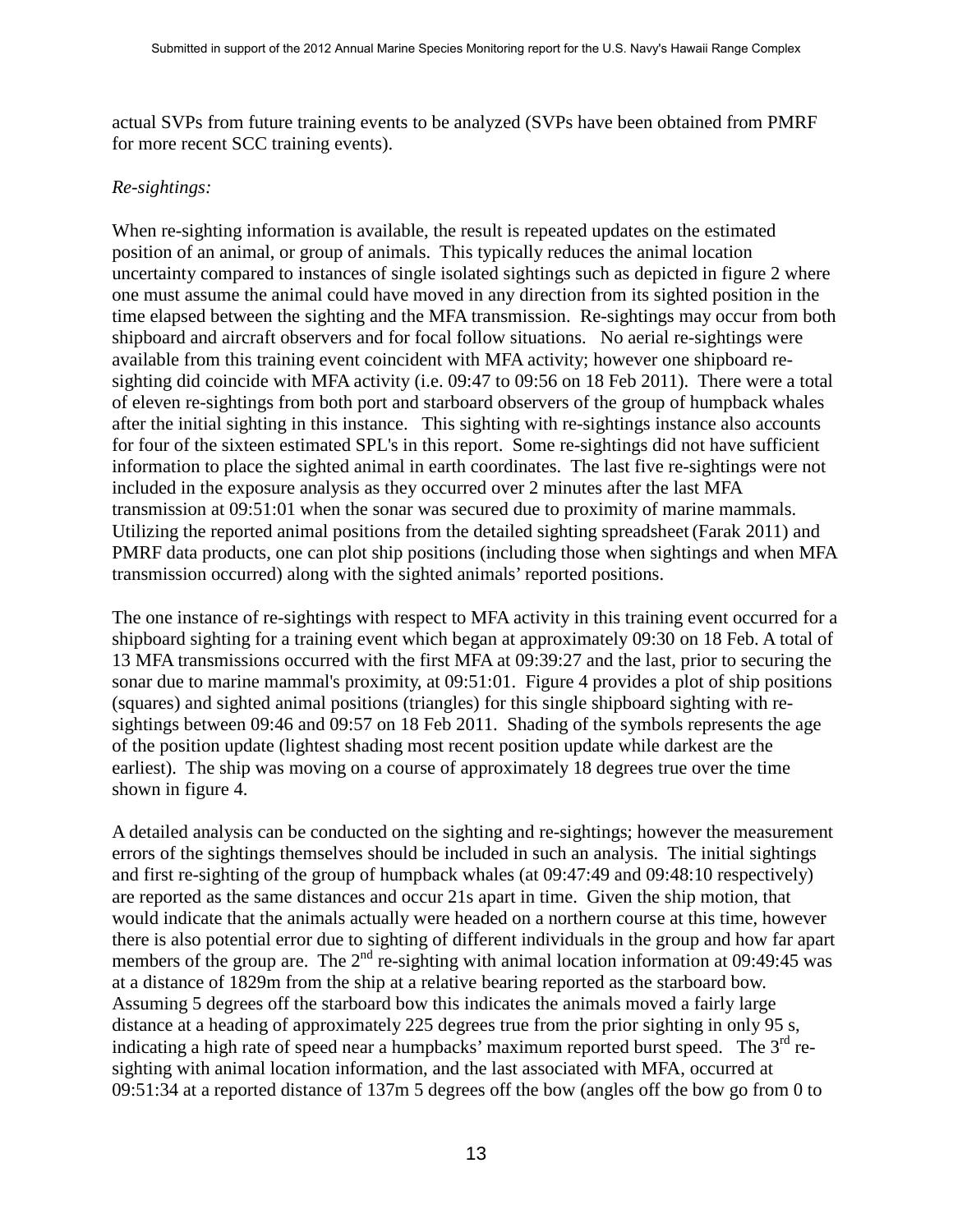actual SVPs from future training events to be analyzed (SVPs have been obtained from PMRF for more recent SCC training events).

*Re-sightings:*

When re-sighting information is available, the result is repeated updates on the estimated position of an animal, or group of animals. This typically reduces the animal location uncertainty compared to instances of single isolated sightings such as depicted in figure 2 where one must assume the animal could have moved in any direction from its sighted position in the time elapsed between the sighting and the MFA transmission. Re-sightings may occur from both shipboard and aircraft observers and for focal follow situations. No aerial re-sightings were available from this training event coincident with MFA activity; however one shipboard re-sighting did coincide with MFA activity (i.e. 09:47 to 09:56 on 18 Feb 2011). There were a total of eleven re-sightings from both port and starboard observers of the group of humpback whales after the initial sighting in this instance. This sighting with re-sightings instance also accounts for four of the sixteen estimated SPL's in this report. Some re-sightings did not have sufficient information to place the sighted animal in earth coordinates. The last five re-sightings were not included in the exposure analysis as they occurred over 2 minutes after the last MFA transmission at 09:51:01 when the sonar was secured due to proximity of marine mammals. Utilizing the reported animal positions from the detailed sighting spreadsheet (Farak 2011) and PMRF data products, one can plot ship positions (including those when sightings and when MFA transmission occurred) along with the sighted animals' reported positions.

The one instance of re-sightings with respect to MFA activity in this training event occurred for a shipboard sighting for a training event which began at approximately 09:30 on 18 Feb. A total of 13 MFA transmissions occurred with the first MFA at 09:39:27 and the last, prior to securing the sonar due to marine mammal's proximity, at 09:51:01. Figure 4 provides a plot of ship positions (squares) and sighted animal positions (triangles) for this single shipboard sighting with re-sightings between 09:46 and 09:57 on 18 Feb 2011. Shading of the symbols represents the age of the position update (lightest shading most recent position update while darkest are the earliest). The ship was moving on a course of approximately 18 degrees true over the time shown in figure 4.

A detailed analysis can be conducted on the sighting and re-sightings; however the measurement errors of the sightings themselves should be included in such an analysis. The initial sightings and first re-sighting of the group of humpback whales (at 09:47:49 and 09:48:10 respectively) are reported as the same distances and occur 21s apart in time. Given the ship motion, that would indicate that the animals actually were headed on a northern course at this time, however there is also potential error due to sighting of different individuals in the group and how far apart members of the group are. The 2nd re-sighting with animal location information at 09:49:45 was at a distance of 1829m from the ship at a relative bearing reported as the starboard bow. Assuming 5 degrees off the starboard bow this indicates the animals moved a fairly large distance at a heading of approximately 225 degrees true from the prior sighting in only 95 s, indicating a high rate of speed near a humpbacks' maximum reported burst speed. The 3rd re-sighting with animal location information, and the last associated with MFA, occurred at 09:51:34 at a reported distance of 137m 5 degrees off the bow (angles off the bow go from 0 to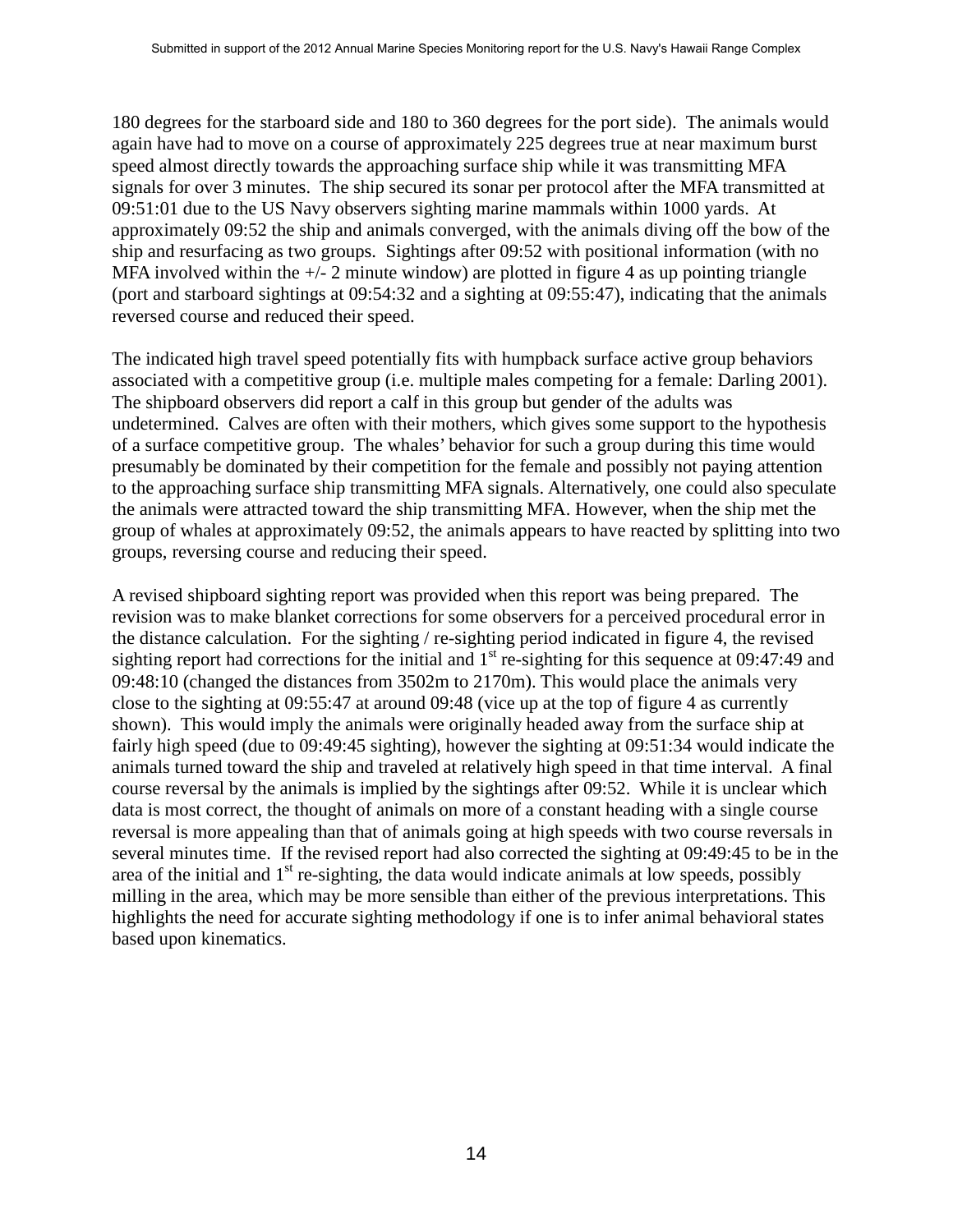180 degrees for the starboard side and 180 to 360 degrees for the port side). The animals would again have had to move on a course of approximately 225 degrees true at near maximum burst speed almost directly towards the approaching surface ship while it was transmitting MFA signals for over 3 minutes. The ship secured its sonar per protocol after the MFA transmitted at 09:51:01 due to the US Navy observers sighting marine mammals within 1000 yards. At approximately 09:52 the ship and animals converged, with the animals diving off the bow of the ship and resurfacing as two groups. Sightings after 09:52 with positional information (with no MFA involved within the +/- 2 minute window) are plotted in figure 4 as up pointing triangle (port and starboard sightings at 09:54:32 and a sighting at 09:55:47), indicating that the animals reversed course and reduced their speed.

The indicated high travel speed potentially fits with humpback surface active group behaviors associated with a competitive group (i.e. multiple males competing for a female: Darling 2001). The shipboard observers did report a calf in this group but gender of the adults was undetermined. Calves are often with their mothers, which gives some support to the hypothesis of a surface competitive group. The whales' behavior for such a group during this time would presumably be dominated by their competition for the female and possibly not paying attention to the approaching surface ship transmitting MFA signals. Alternatively, one could also speculate the animals were attracted toward the ship transmitting MFA. However, when the ship met the group of whales at approximately 09:52, the animals appears to have reacted by splitting into two groups, reversing course and reducing their speed.

A revised shipboard sighting report was provided when this report was being prepared. The revision was to make blanket corrections for some observers for a perceived procedural error in the distance calculation. For the sighting / re-sighting period indicated in figure 4, the revised sighting report had corrections for the initial and 1st re-sighting for this sequence at 09:47:49 and 09:48:10 (changed the distances from 3502m to 2170m). This would place the animals very close to the sighting at 09:55:47 at around 09:48 (vice up at the top of figure 4 as currently shown). This would imply the animals were originally headed away from the surface ship at fairly high speed (due to 09:49:45 sighting), however the sighting at 09:51:34 would indicate the animals turned toward the ship and traveled at relatively high speed in that time interval. A final course reversal by the animals is implied by the sightings after 09:52. While it is unclear which data is most correct, the thought of animals on more of a constant heading with a single course reversal is more appealing than that of animals going at high speeds with two course reversals in several minutes time. If the revised report had also corrected the sighting at 09:49:45 to be in the area of the initial and 1st re-sighting, the data would indicate animals at low speeds, possibly milling in the area, which may be more sensible than either of the previous interpretations. This highlights the need for accurate sighting methodology if one is to infer animal behavioral states based upon kinematics.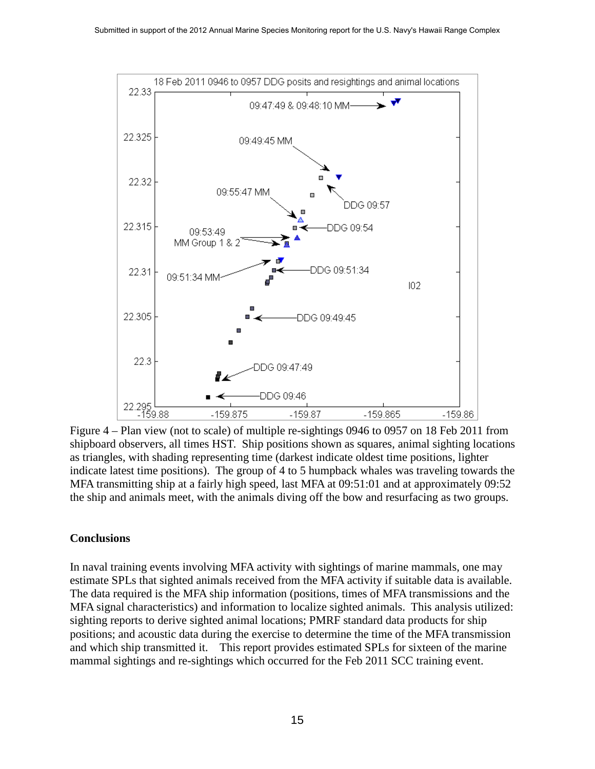Figure 4 – Plan view (not to scale) of multiple re-sightings 0946 to 0957 on 18 Feb 2011 from shipboard observers, all times HST. Ship positions shown as squares, animal sighting locations as triangles, with shading representing time (darkest indicate oldest time positions, lighter indicate latest time positions). The group of 4 to 5 humpback whales was traveling towards the MFA transmitting ship at a fairly high speed, last MFA at 09:51:01 and at approximately 09:52 the ship and animals meet, with the animals diving off the bow and resurfacing as two groups.

## Conclusions

In naval training events involving MFA activity with sightings of marine mammals, one may estimate SPLs that sighted animals received from the MFA activity if suitable data is available. The data required is the MFA ship information (positions, times of MFA transmissions and the MFA signal characteristics) and information to localize sighted animals. This analysis utilized: sighting reports to derive sighted animal locations; PMRF standard data products for ship positions; and acoustic data during the exercise to determine the time of the MFA transmission and which ship transmitted it. This report provides estimated SPLs for sixteen of the marine mammal sightings and re-sightings which occurred for the Feb 2011 SCC training event.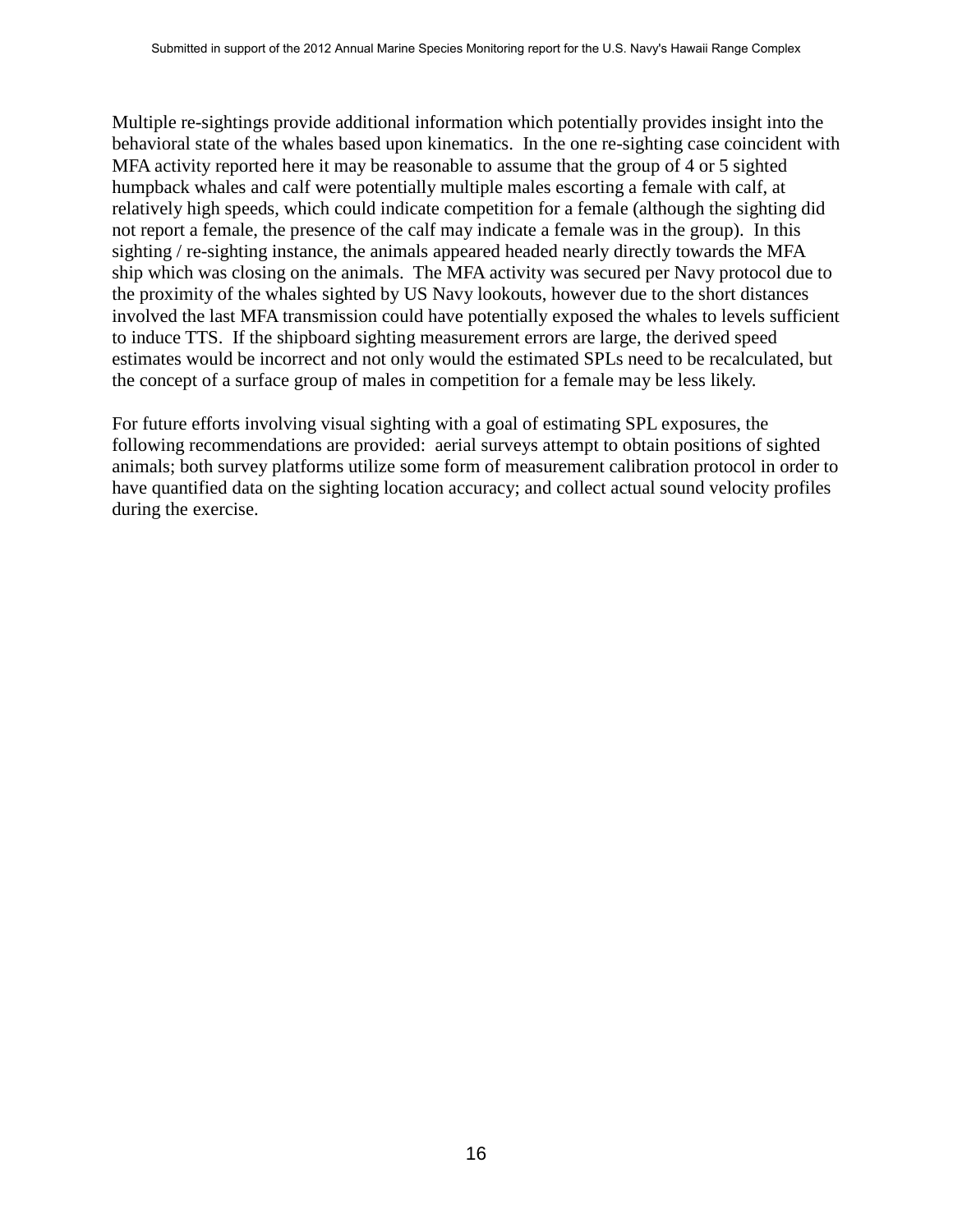Multiple re-sightings provide additional information which potentially provides insight into the behavioral state of the whales based upon kinematics. In the one re-sighting case coincident with MFA activity reported here it may be reasonable to assume that the group of 4 or 5 sighted humpback whales and calf were potentially multiple males escorting a female with calf, at relatively high speeds, which could indicate competition for a female (although the sighting did not report a female, the presence of the calf may indicate a female was in the group). In this sighting / re-sighting instance, the animals appeared headed nearly directly towards the MFA ship which was closing on the animals. The MFA activity was secured per Navy protocol due to the proximity of the whales sighted by US Navy lookouts, however due to the short distances involved the last MFA transmission could have potentially exposed the whales to levels sufficient to induce TTS. If the shipboard sighting measurement errors are large, the derived speed estimates would be incorrect and not only would the estimated SPLs need to be recalculated, but the concept of a surface group of males in competition for a female may be less likely.

For future efforts involving visual sighting with a goal of estimating SPL exposures, the following recommendations are provided: aerial surveys attempt to obtain positions of sighted animals; both survey platforms utilize some form of measurement calibration protocol in order to have quantified data on the sighting location accuracy; and collect actual sound velocity profiles during the exercise.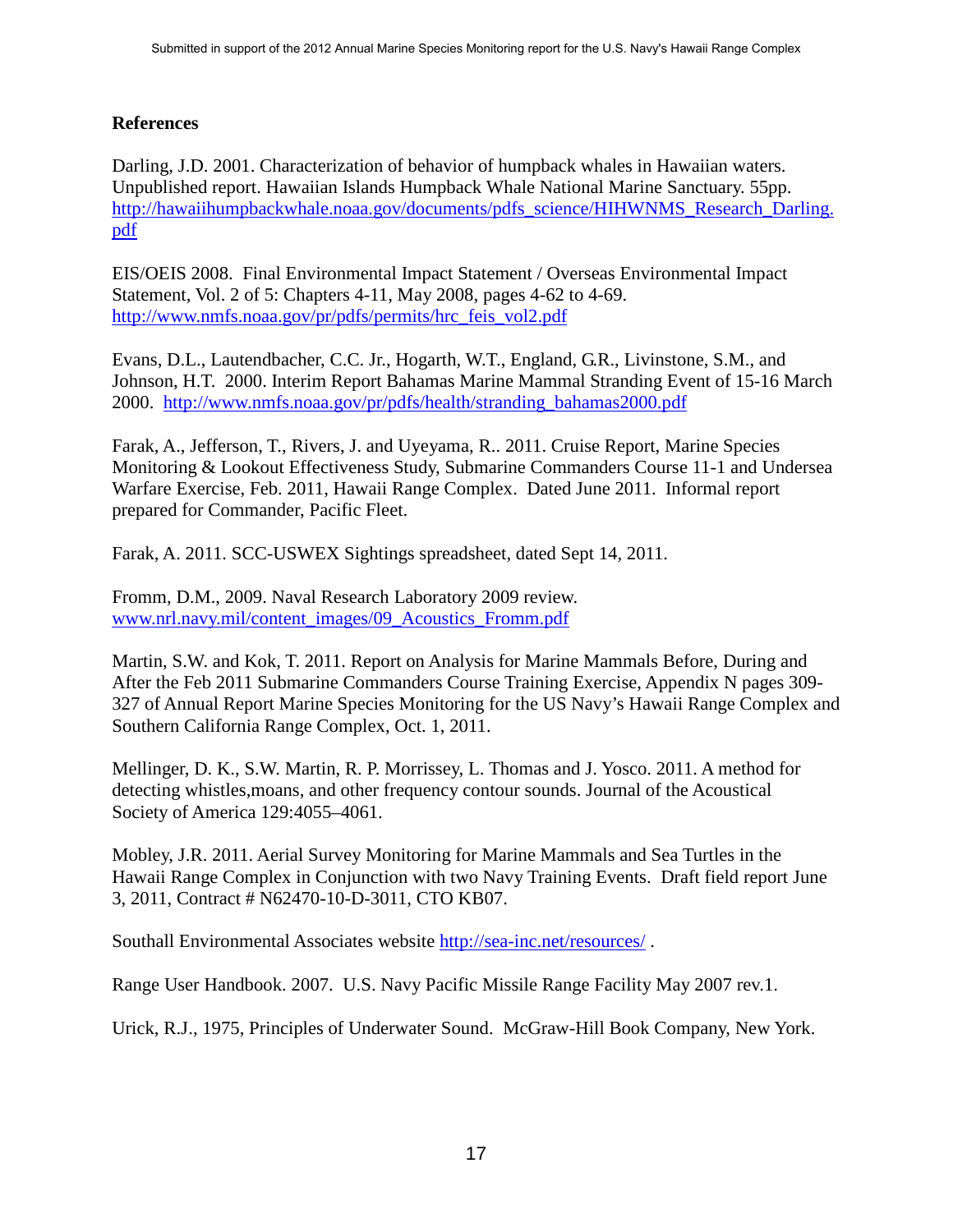**References**

Darling, J.D. 2001. Characterization of behavior of humpback whales in Hawaiian waters. Unpublished report. Hawaiian Islands Humpback Whale National Marine Sanctuary. 55pp. http://hawaiihumpbackwhale.noaa.gov/documents/pdfs_science/HIHWNMS_Research_Darling.pdf

EIS/OEIS 2008. Final Environmental Impact Statement / Overseas Environmental Impact Statement, Vol. 2 of 5: Chapters 4-11, May 2008, pages 4-62 to 4-69. http://www.nmfs.noaa.gov/pr/pdfs/permits/hrc_feis_vol2.pdf

Evans, D.L., Lautendbacher, C.C. Jr., Hogarth, W.T., England, G.R., Livinstone, S.M., and Johnson, H.T. 2000. Interim Report Bahamas Marine Mammal Stranding Event of 15-16 March 2000. http://www.nmfs.noaa.gov/pr/pdfs/health/stranding_bahamas2000.pdf

Farak, A., Jefferson, T., Rivers, J. and Uyeyama, R.. 2011. Cruise Report, Marine Species Monitoring & Lookout Effectiveness Study, Submarine Commanders Course 11-1 and Undersea Warfare Exercise, Feb. 2011, Hawaii Range Complex. Dated June 2011. Informal report prepared for Commander, Pacific Fleet.

Farak, A. 2011. SCC-USWEX Sightings spreadsheet, dated Sept 14, 2011.

Fromm, D.M., 2009. Naval Research Laboratory 2009 review. www.nrl.navy.mil/content_images/09_Acoustics_Fromm.pdf

Martin, S.W. and Kok, T. 2011. Report on Analysis for Marine Mammals Before, During and After the Feb 2011 Submarine Commanders Course Training Exercise, Appendix N pages 309-327 of Annual Report Marine Species Monitoring for the US Navy's Hawaii Range Complex and Southern California Range Complex, Oct. 1, 2011.

Mellinger, D. K., S.W. Martin, R. P. Morrissey, L. Thomas and J. Yosco. 2011. A method for detecting whistles,moans, and other frequency contour sounds. Journal of the Acoustical Society of America 129:4055–4061.

Mobley, J.R. 2011. Aerial Survey Monitoring for Marine Mammals and Sea Turtles in the Hawaii Range Complex in Conjunction with two Navy Training Events. Draft field report June 3, 2011, Contract # N62470-10-D-3011, CTO KB07.

Southall Environmental Associates website http://sea-inc.net/resources/ .

Range User Handbook. 2007. U.S. Navy Pacific Missile Range Facility May 2007 rev.1.

Urick, R.J., 1975, Principles of Underwater Sound. McGraw-Hill Book Company, New York.